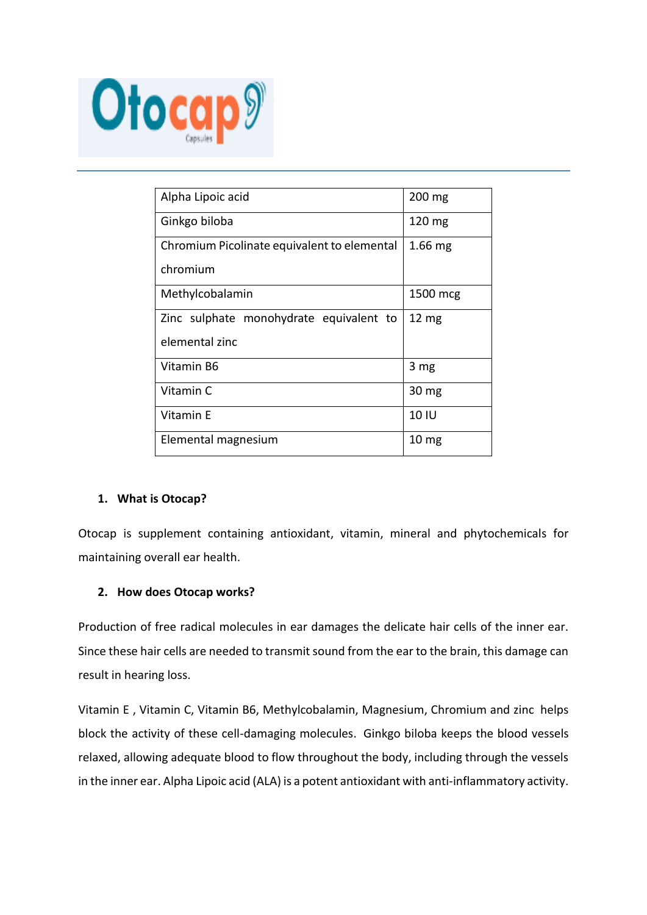# Otocap

Capsules

| Alpha Lipoic acid | 200 mg |
|---|---|
| Ginkgo biloba | 120 mg |
| Chromium Picolinate equivalent to elemental chromium | 1.66 mg |
| Methylcobalamin | 1500 mcg |
| Zinc sulphate monohydrate equivalent to elemental zinc | 12 mg |
| Vitamin B6 | 3 mg |
| Vitamin C | 30 mg |
| Vitamin E | 10 IU |
| Elemental magnesium | 10 mg |

## 1. What is Otocap?

Otocap is supplement containing antioxidant, vitamin, mineral and phytochemicals for maintaining overall ear health.

## 2. How does Otocap works?

Production of free radical molecules in ear damages the delicate hair cells of the inner ear. Since these hair cells are needed to transmit sound from the ear to the brain, this damage can result in hearing loss.

Vitamin E , Vitamin C, Vitamin B6, Methylcobalamin, Magnesium, Chromium and zinc helps block the activity of these cell-damaging molecules. Ginkgo biloba keeps the blood vessels relaxed, allowing adequate blood to flow throughout the body, including through the vessels in the inner ear. Alpha Lipoic acid (ALA) is a potent antioxidant with anti-inflammatory activity.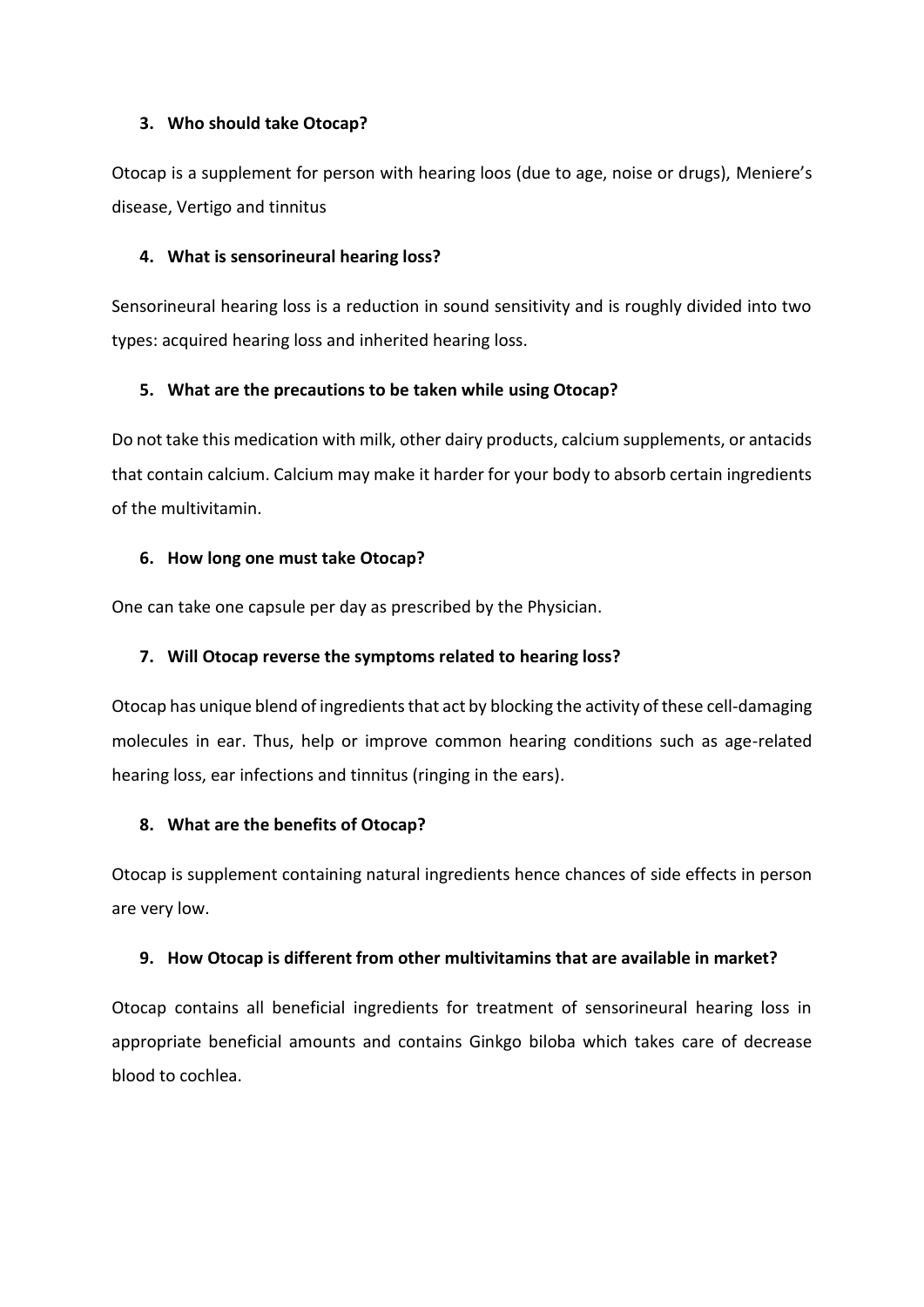3. **Who should take Otocap?**

Otocap is a supplement for person with hearing loos (due to age, noise or drugs), Meniere's disease, Vertigo and tinnitus

4. **What is sensorineural hearing loss?**

Sensorineural hearing loss is a reduction in sound sensitivity and is roughly divided into two types: acquired hearing loss and inherited hearing loss.

5. **What are the precautions to be taken while using Otocap?**

Do not take this medication with milk, other dairy products, calcium supplements, or antacids that contain calcium. Calcium may make it harder for your body to absorb certain ingredients of the multivitamin.

6. **How long one must take Otocap?**

One can take one capsule per day as prescribed by the Physician.

7. **Will Otocap reverse the symptoms related to hearing loss?**

Otocap has unique blend of ingredients that act by blocking the activity of these cell-damaging molecules in ear. Thus, help or improve common hearing conditions such as age-related hearing loss, ear infections and tinnitus (ringing in the ears).

8. **What are the benefits of Otocap?**

Otocap is supplement containing natural ingredients hence chances of side effects in person are very low.

9. **How Otocap is different from other multivitamins that are available in market?**

Otocap contains all beneficial ingredients for treatment of sensorineural hearing loss in appropriate beneficial amounts and contains Ginkgo biloba which takes care of decrease blood to cochlea.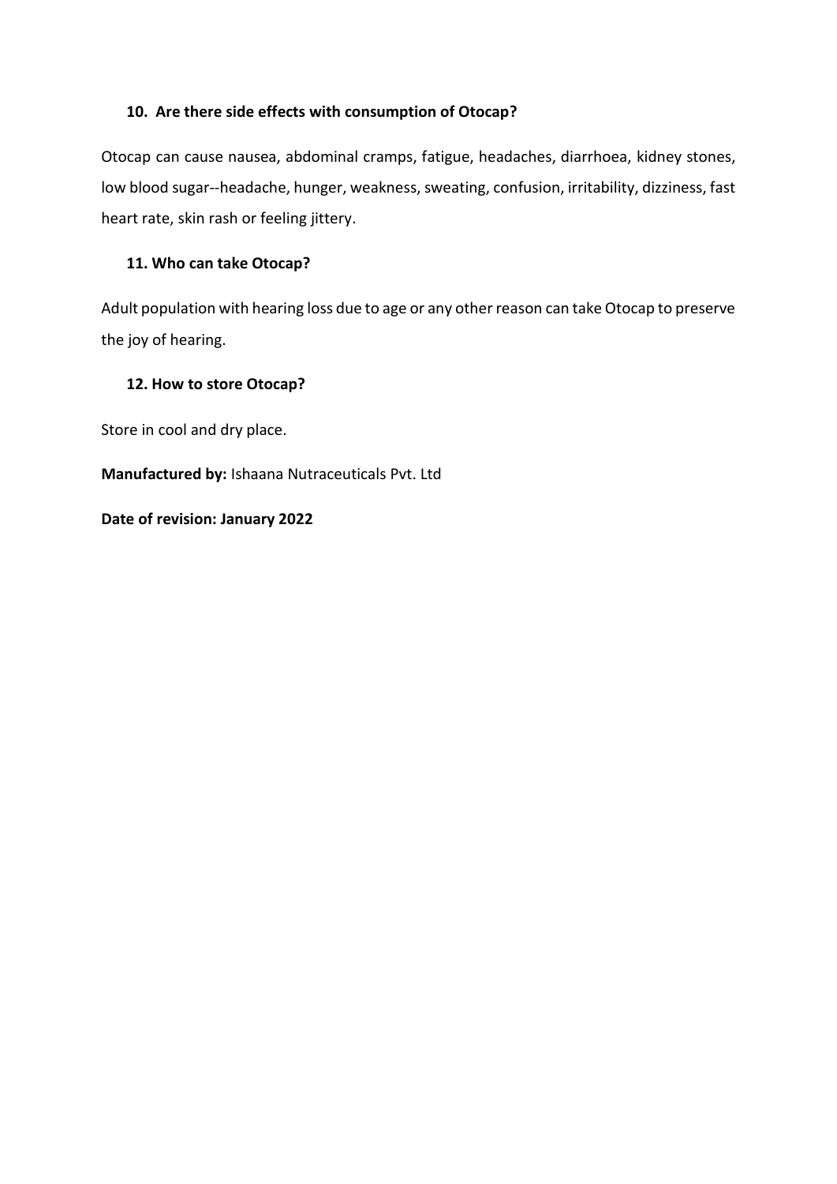### 10. Are there side effects with consumption of Otocap?

Otocap can cause nausea, abdominal cramps, fatigue, headaches, diarrhoea, kidney stones, low blood sugar--headache, hunger, weakness, sweating, confusion, irritability, dizziness, fast heart rate, skin rash or feeling jittery.

### 11. Who can take Otocap?

Adult population with hearing loss due to age or any other reason can take Otocap to preserve the joy of hearing.

### 12. How to store Otocap?

Store in cool and dry place.

**Manufactured by:** Ishaana Nutraceuticals Pvt. Ltd

**Date of revision: January 2022**